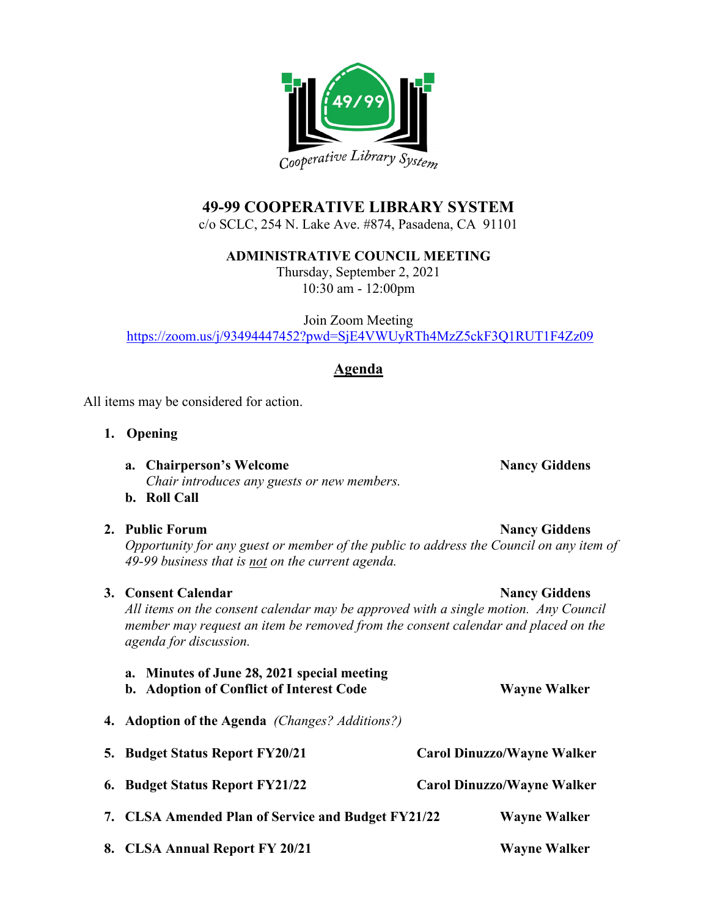# 49-99 COOPERATIVE LIBRARY SYSTEM

c/o SCLC, 254 N. Lake Ave. #874, Pasadena, CA 91101

## ADMINISTRATIVE COUNCIL MEETING

Thursday, September 2, 2021
10:30 am - 12:00pm

Join Zoom Meeting
https://zoom.us/j/93494447452?pwd=SjE4VWUyRTh4MzZ5ckF3Q1RUT1F4Zz09

## Agenda

All items may be considered for action.

1. **Opening**
   - a. **Chairperson's Welcome** — **Nancy Giddens**
     *Chair introduces any guests or new members.*
   - b. **Roll Call**

2. **Public Forum** — **Nancy Giddens**
   *Opportunity for any guest or member of the public to address the Council on any item of 49-99 business that is not on the current agenda.*

3. **Consent Calendar** — **Nancy Giddens**
   *All items on the consent calendar may be approved with a single motion. Any Council member may request an item be removed from the consent calendar and placed on the agenda for discussion.*
   - a. **Minutes of June 28, 2021 special meeting**
   - b. **Adoption of Conflict of Interest Code** — **Wayne Walker**

4. **Adoption of the Agenda** *(Changes? Additions?)*

5. **Budget Status Report FY20/21** — **Carol Dinuzzo/Wayne Walker**

6. **Budget Status Report FY21/22** — **Carol Dinuzzo/Wayne Walker**

7. **CLSA Amended Plan of Service and Budget FY21/22** — **Wayne Walker**

8. **CLSA Annual Report FY 20/21** — **Wayne Walker**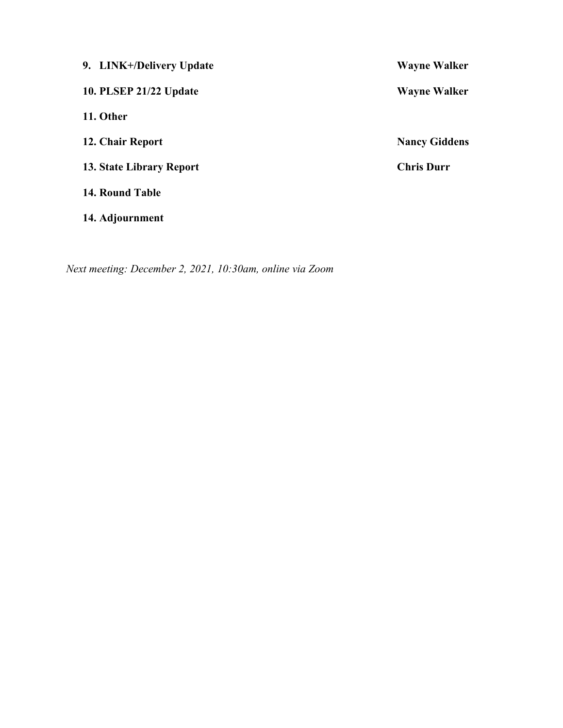9. **LINK+/Delivery Update** **Wayne Walker**

10. **PLSEP 21/22 Update** **Wayne Walker**

11. **Other**

12. **Chair Report** **Nancy Giddens**

13. **State Library Report** **Chris Durr**

14. **Round Table**

14. **Adjournment**

*Next meeting: December 2, 2021, 10:30am, online via Zoom*